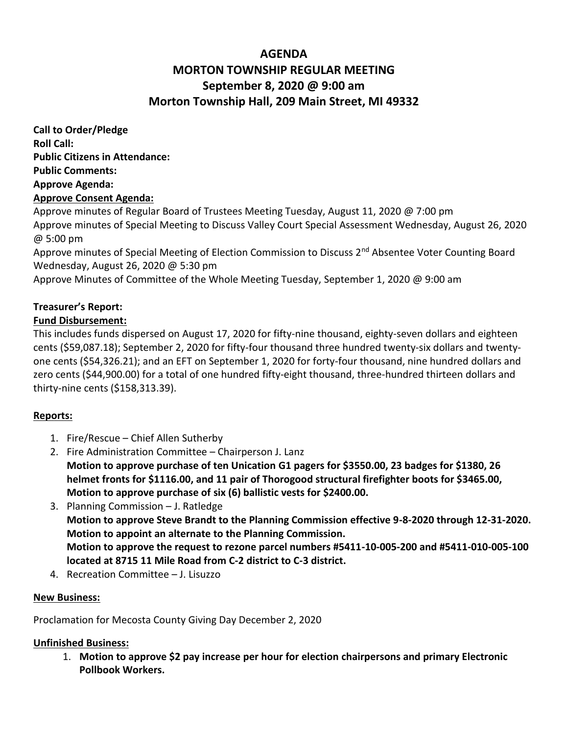# AGENDA
# MORTON TOWNSHIP REGULAR MEETING
## September 8, 2020 @ 9:00 am
## Morton Township Hall, 209 Main Street, MI 49332

**Call to Order/Pledge**
**Roll Call:**
**Public Citizens in Attendance:**
**Public Comments:**
**Approve Agenda:**
**Approve Consent Agenda:**

Approve minutes of Regular Board of Trustees Meeting Tuesday, August 11, 2020 @ 7:00 pm
Approve minutes of Special Meeting to Discuss Valley Court Special Assessment Wednesday, August 26, 2020 @ 5:00 pm
Approve minutes of Special Meeting of Election Commission to Discuss 2nd Absentee Voter Counting Board Wednesday, August 26, 2020 @ 5:30 pm
Approve Minutes of Committee of the Whole Meeting Tuesday, September 1, 2020 @ 9:00 am

**Treasurer's Report:**

**Fund Disbursement:**

This includes funds dispersed on August 17, 2020 for fifty-nine thousand, eighty-seven dollars and eighteen cents ($59,087.18); September 2, 2020 for fifty-four thousand three hundred twenty-six dollars and twenty-one cents ($54,326.21); and an EFT on September 1, 2020 for forty-four thousand, nine hundred dollars and zero cents ($44,900.00) for a total of one hundred fifty-eight thousand, three-hundred thirteen dollars and thirty-nine cents ($158,313.39).

**Reports:**

1. Fire/Rescue – Chief Allen Sutherby
2. Fire Administration Committee – Chairperson J. Lanz
   **Motion to approve purchase of ten Unication G1 pagers for $3550.00, 23 badges for $1380, 26 helmet fronts for $1116.00, and 11 pair of Thorogood structural firefighter boots for $3465.00, Motion to approve purchase of six (6) ballistic vests for $2400.00.**
3. Planning Commission – J. Ratledge
   **Motion to approve Steve Brandt to the Planning Commission effective 9-8-2020 through 12-31-2020.**
   **Motion to appoint an alternate to the Planning Commission.**
   **Motion to approve the request to rezone parcel numbers #5411-10-005-200 and #5411-010-005-100 located at 8715 11 Mile Road from C-2 district to C-3 district.**
4. Recreation Committee – J. Lisuzzo

**New Business:**

Proclamation for Mecosta County Giving Day December 2, 2020

**Unfinished Business:**

1. **Motion to approve $2 pay increase per hour for election chairpersons and primary Electronic Pollbook Workers.**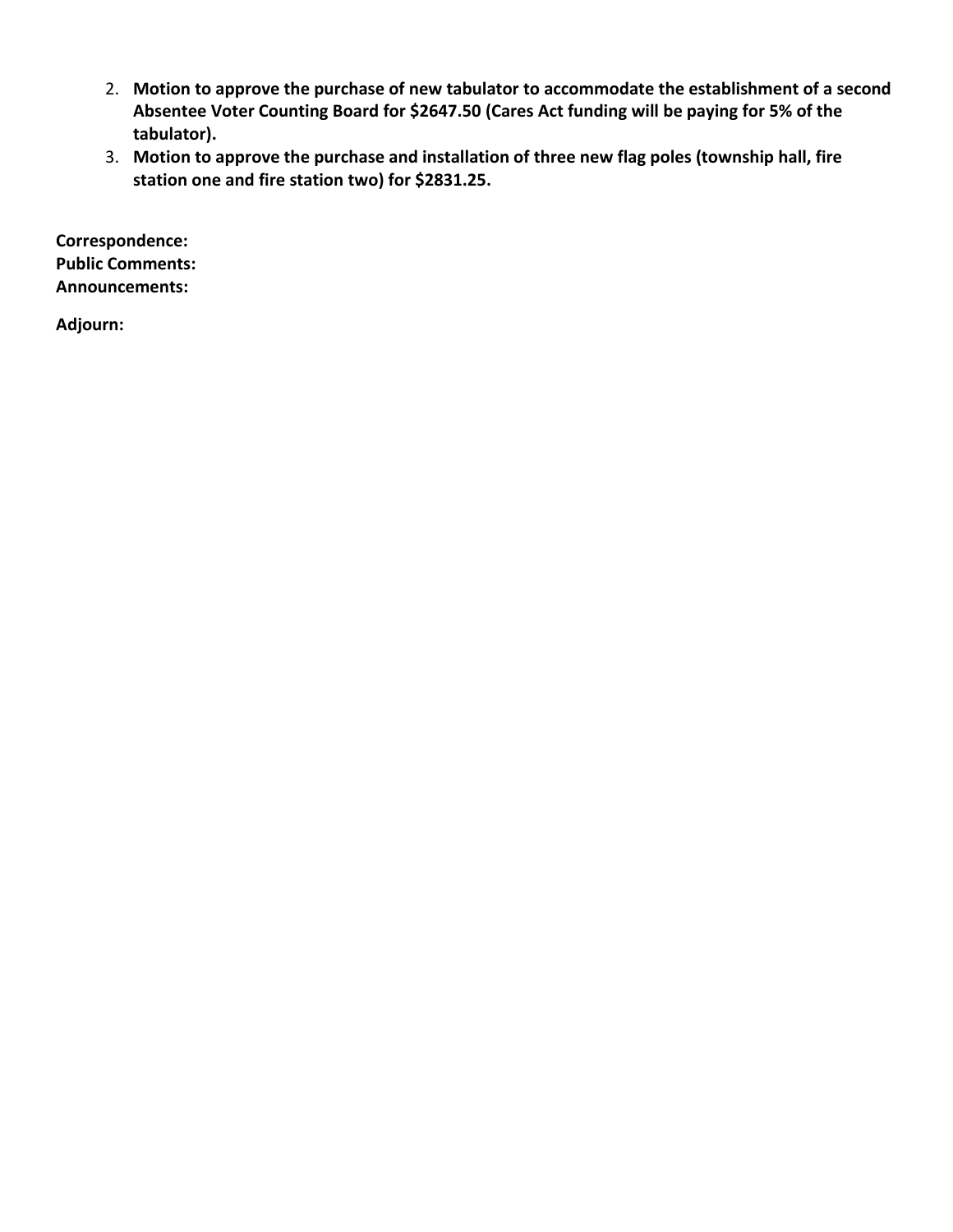2. **Motion to approve the purchase of new tabulator to accommodate the establishment of a second Absentee Voter Counting Board for $2647.50 (Cares Act funding will be paying for 5% of the tabulator).**
3. **Motion to approve the purchase and installation of three new flag poles (township hall, fire station one and fire station two) for $2831.25.**

**Correspondence:**
**Public Comments:**
**Announcements:**

**Adjourn:**